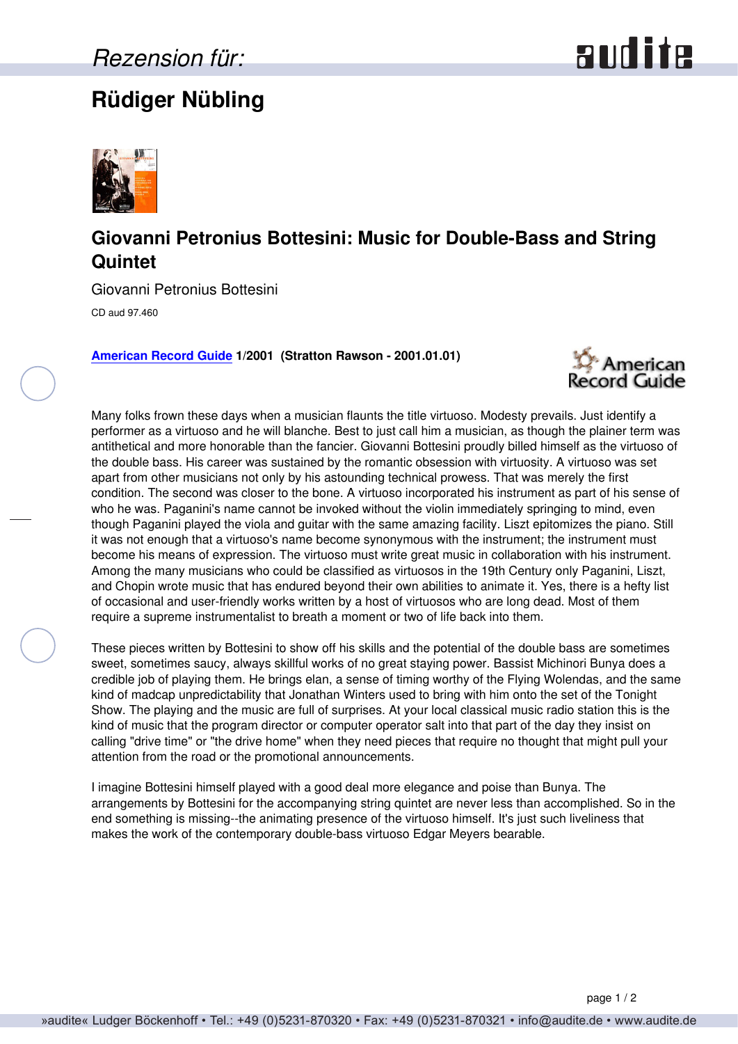*Rezension für:*

# Rüdiger Nübling

## Giovanni Petronius Bottesini: Music for Double-Bass and String Quintet

Giovanni Petronius Bottesini

CD aud 97.460

**American Record Guide 1/2001 (Stratton Rawson - 2001.01.01)**

Many folks frown these days when a musician flaunts the title virtuoso. Modesty prevails. Just identify a performer as a virtuoso and he will blanche. Best to just call him a musician, as though the plainer term was antithetical and more honorable than the fancier. Giovanni Bottesini proudly billed himself as the virtuoso of the double bass. His career was sustained by the romantic obsession with virtuosity. A virtuoso was set apart from other musicians not only by his astounding technical prowess. That was merely the first condition. The second was closer to the bone. A virtuoso incorporated his instrument as part of his sense of who he was. Paganini's name cannot be invoked without the violin immediately springing to mind, even though Paganini played the viola and guitar with the same amazing facility. Liszt epitomizes the piano. Still it was not enough that a virtuoso's name become synonymous with the instrument; the instrument must become his means of expression. The virtuoso must write great music in collaboration with his instrument. Among the many musicians who could be classified as virtuosos in the 19th Century only Paganini, Liszt, and Chopin wrote music that has endured beyond their own abilities to animate it. Yes, there is a hefty list of occasional and user-friendly works written by a host of virtuosos who are long dead. Most of them require a supreme instrumentalist to breath a moment or two of life back into them.

These pieces written by Bottesini to show off his skills and the potential of the double bass are sometimes sweet, sometimes saucy, always skillful works of no great staying power. Bassist Michinori Bunya does a credible job of playing them. He brings elan, a sense of timing worthy of the Flying Wolendas, and the same kind of madcap unpredictability that Jonathan Winters used to bring with him onto the set of the Tonight Show. The playing and the music are full of surprises. At your local classical music radio station this is the kind of music that the program director or computer operator salt into that part of the day they insist on calling "drive time" or "the drive home" when they need pieces that require no thought that might pull your attention from the road or the promotional announcements.

I imagine Bottesini himself played with a good deal more elegance and poise than Bunya. The arrangements by Bottesini for the accompanying string quintet are never less than accomplished. So in the end something is missing--the animating presence of the virtuoso himself. It's just such liveliness that makes the work of the contemporary double-bass virtuoso Edgar Meyers bearable.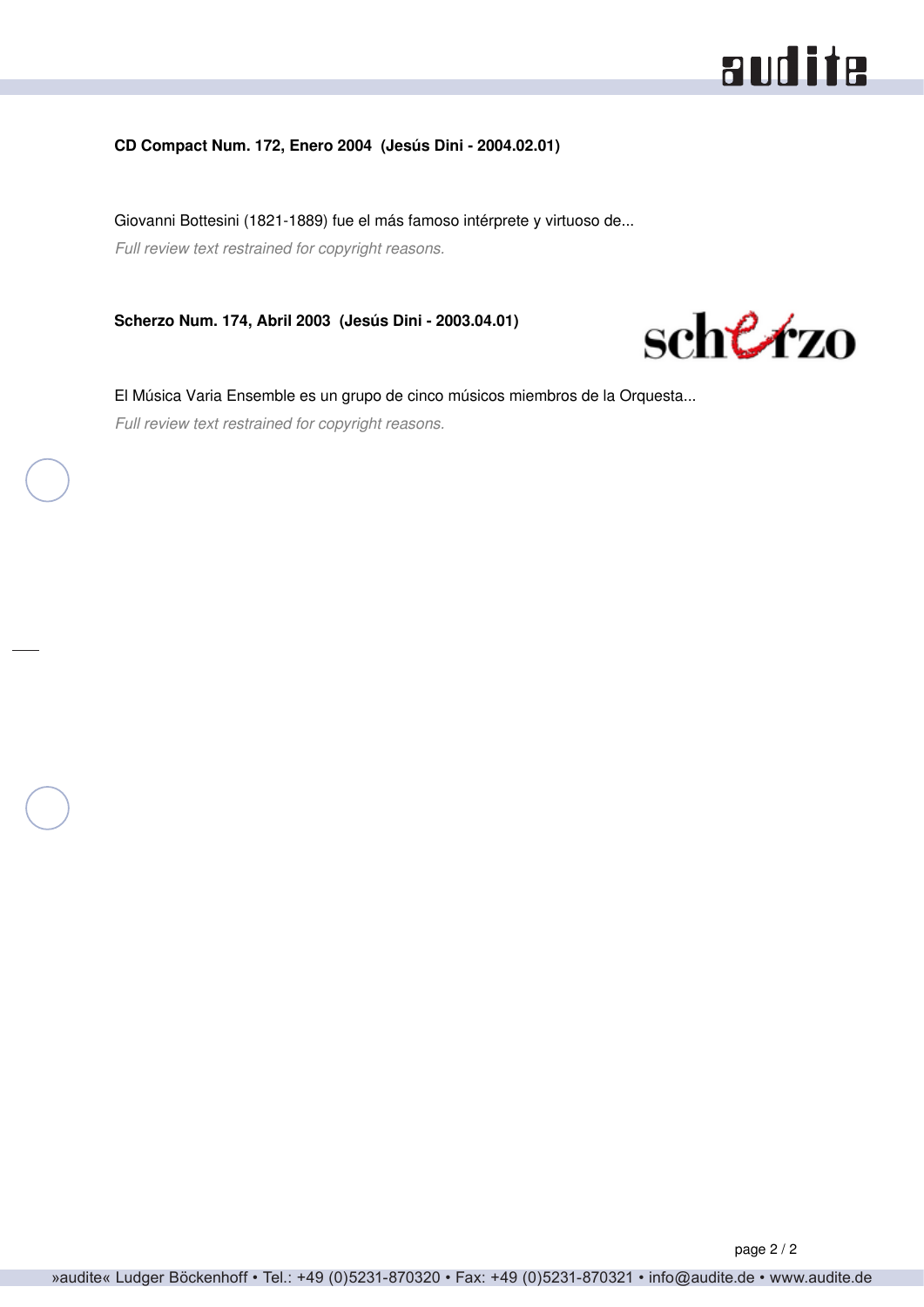**CD Compact Num. 172, Enero 2004  (Jesús Dini - 2004.02.01)**

Giovanni Bottesini (1821-1889) fue el más famoso intérprete y virtuoso de...

*Full review text restrained for copyright reasons.*

**Scherzo Num. 174, Abril 2003  (Jesús Dini - 2003.04.01)**

El Música Varia Ensemble es un grupo de cinco músicos miembros de la Orquesta...

*Full review text restrained for copyright reasons.*